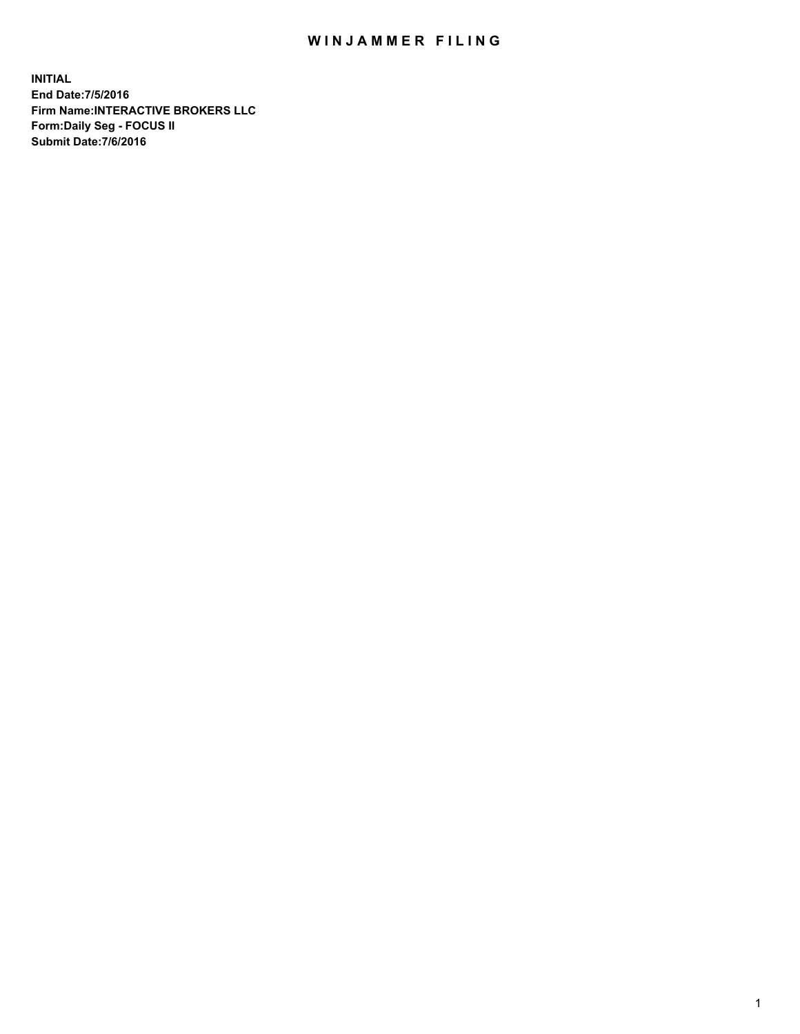# WINJAMMER FILING

**INITIAL**
**End Date:7/5/2016**
**Firm Name:INTERACTIVE BROKERS LLC**
**Form:Daily Seg - FOCUS II**
**Submit Date:7/6/2016**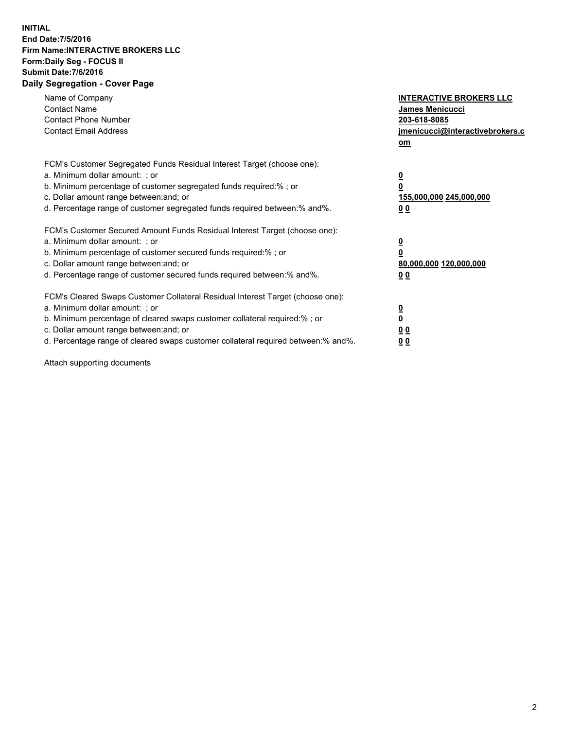**INITIAL**
**End Date:7/5/2016**
**Firm Name:INTERACTIVE BROKERS LLC**
**Form:Daily Seg - FOCUS II**
**Submit Date:7/6/2016**

## Daily Segregation - Cover Page

| | |
|---|---|
| Name of Company | **INTERACTIVE BROKERS LLC** |
| Contact Name | **James Menicucci** |
| Contact Phone Number | **203-618-8085** |
| Contact Email Address | **jmenicucci@interactivebrokers.com** |

FCM's Customer Segregated Funds Residual Interest Target (choose one):

| | |
|---|---|
| a. Minimum dollar amount: ; or | **0** |
| b. Minimum percentage of customer segregated funds required:% ; or | **0** |
| c. Dollar amount range between:and; or | **155,000,000 245,000,000** |
| d. Percentage range of customer segregated funds required between:% and%. | **0 0** |

FCM's Customer Secured Amount Funds Residual Interest Target (choose one):

| | |
|---|---|
| a. Minimum dollar amount: ; or | **0** |
| b. Minimum percentage of customer secured funds required:% ; or | **0** |
| c. Dollar amount range between:and; or | **80,000,000 120,000,000** |
| d. Percentage range of customer secured funds required between:% and%. | **0 0** |

FCM's Cleared Swaps Customer Collateral Residual Interest Target (choose one):

| | |
|---|---|
| a. Minimum dollar amount: ; or | **0** |
| b. Minimum percentage of cleared swaps customer collateral required:% ; or | **0** |
| c. Dollar amount range between:and; or | **0 0** |
| d. Percentage range of cleared swaps customer collateral required between:% and%. | **0 0** |

Attach supporting documents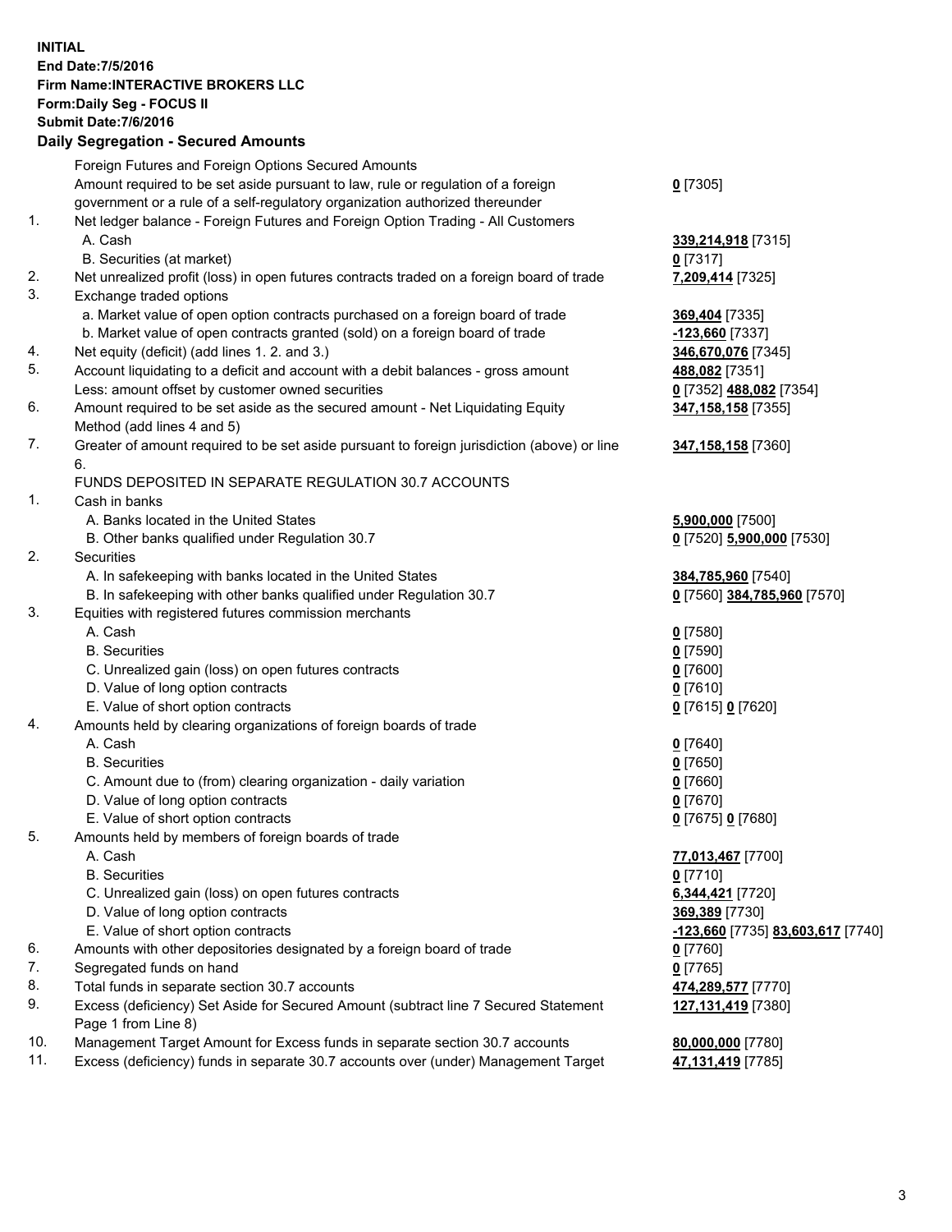**INITIAL**
**End Date:7/5/2016**
**Firm Name:INTERACTIVE BROKERS LLC**
**Form:Daily Seg - FOCUS II**
**Submit Date:7/6/2016**

**Daily Segregation - Secured Amounts**

| | | |
|---|---|---|
| | Foreign Futures and Foreign Options Secured Amounts | |
| | Amount required to be set aside pursuant to law, rule or regulation of a foreign government or a rule of a self-regulatory organization authorized thereunder | **0** [7305] |
| 1. | Net ledger balance - Foreign Futures and Foreign Option Trading - All Customers | |
| | A. Cash | **339,214,918** [7315] |
| | B. Securities (at market) | **0** [7317] |
| 2. | Net unrealized profit (loss) in open futures contracts traded on a foreign board of trade | **7,209,414** [7325] |
| 3. | Exchange traded options | |
| | a. Market value of open option contracts purchased on a foreign board of trade | **369,404** [7335] |
| | b. Market value of open contracts granted (sold) on a foreign board of trade | **-123,660** [7337] |
| 4. | Net equity (deficit) (add lines 1. 2. and 3.) | **346,670,076** [7345] |
| 5. | Account liquidating to a deficit and account with a debit balances - gross amount | **488,082** [7351] |
| | Less: amount offset by customer owned securities | **0** [7352] **488,082** [7354] |
| 6. | Amount required to be set aside as the secured amount - Net Liquidating Equity Method (add lines 4 and 5) | **347,158,158** [7355] |
| 7. | Greater of amount required to be set aside pursuant to foreign jurisdiction (above) or line 6. | **347,158,158** [7360] |
| | FUNDS DEPOSITED IN SEPARATE REGULATION 30.7 ACCOUNTS | |
| 1. | Cash in banks | |
| | A. Banks located in the United States | **5,900,000** [7500] |
| | B. Other banks qualified under Regulation 30.7 | **0** [7520] **5,900,000** [7530] |
| 2. | Securities | |
| | A. In safekeeping with banks located in the United States | **384,785,960** [7540] |
| | B. In safekeeping with other banks qualified under Regulation 30.7 | **0** [7560] **384,785,960** [7570] |
| 3. | Equities with registered futures commission merchants | |
| | A. Cash | **0** [7580] |
| | B. Securities | **0** [7590] |
| | C. Unrealized gain (loss) on open futures contracts | **0** [7600] |
| | D. Value of long option contracts | **0** [7610] |
| | E. Value of short option contracts | **0** [7615] **0** [7620] |
| 4. | Amounts held by clearing organizations of foreign boards of trade | |
| | A. Cash | **0** [7640] |
| | B. Securities | **0** [7650] |
| | C. Amount due to (from) clearing organization - daily variation | **0** [7660] |
| | D. Value of long option contracts | **0** [7670] |
| | E. Value of short option contracts | **0** [7675] **0** [7680] |
| 5. | Amounts held by members of foreign boards of trade | |
| | A. Cash | **77,013,467** [7700] |
| | B. Securities | **0** [7710] |
| | C. Unrealized gain (loss) on open futures contracts | **6,344,421** [7720] |
| | D. Value of long option contracts | **369,389** [7730] |
| | E. Value of short option contracts | **-123,660** [7735] **83,603,617** [7740] |
| 6. | Amounts with other depositories designated by a foreign board of trade | **0** [7760] |
| 7. | Segregated funds on hand | **0** [7765] |
| 8. | Total funds in separate section 30.7 accounts | **474,289,577** [7770] |
| 9. | Excess (deficiency) Set Aside for Secured Amount (subtract line 7 Secured Statement Page 1 from Line 8) | **127,131,419** [7380] |
| 10. | Management Target Amount for Excess funds in separate section 30.7 accounts | **80,000,000** [7780] |
| 11. | Excess (deficiency) funds in separate 30.7 accounts over (under) Management Target | **47,131,419** [7785] |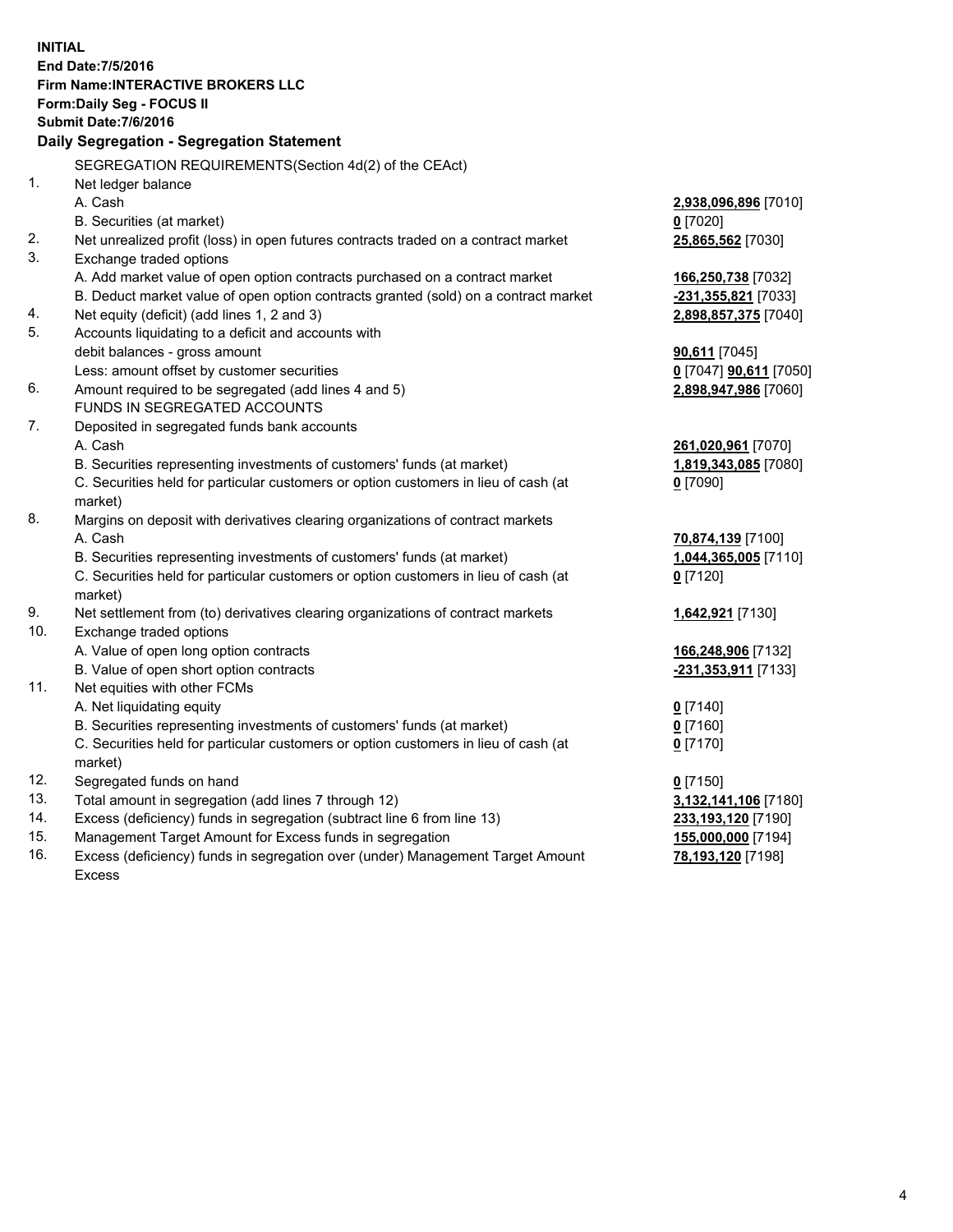**INITIAL**
**End Date:7/5/2016**
**Firm Name:INTERACTIVE BROKERS LLC**
**Form:Daily Seg - FOCUS II**
**Submit Date:7/6/2016**

## Daily Segregation - Segregation Statement

| | | |
|---|---|---|
| | SEGREGATION REQUIREMENTS(Section 4d(2) of the CEAct) | |
| 1. | Net ledger balance | |
| | A. Cash | **2,938,096,896** [7010] |
| | B. Securities (at market) | **0** [7020] |
| 2. | Net unrealized profit (loss) in open futures contracts traded on a contract market | **25,865,562** [7030] |
| 3. | Exchange traded options | |
| | A. Add market value of open option contracts purchased on a contract market | **166,250,738** [7032] |
| | B. Deduct market value of open option contracts granted (sold) on a contract market | **-231,355,821** [7033] |
| 4. | Net equity (deficit) (add lines 1, 2 and 3) | **2,898,857,375** [7040] |
| 5. | Accounts liquidating to a deficit and accounts with | |
| | debit balances - gross amount | **90,611** [7045] |
| | Less: amount offset by customer securities | **0** [7047] **90,611** [7050] |
| 6. | Amount required to be segregated (add lines 4 and 5) | **2,898,947,986** [7060] |
| | FUNDS IN SEGREGATED ACCOUNTS | |
| 7. | Deposited in segregated funds bank accounts | |
| | A. Cash | **261,020,961** [7070] |
| | B. Securities representing investments of customers' funds (at market) | **1,819,343,085** [7080] |
| | C. Securities held for particular customers or option customers in lieu of cash (at market) | **0** [7090] |
| 8. | Margins on deposit with derivatives clearing organizations of contract markets | |
| | A. Cash | **70,874,139** [7100] |
| | B. Securities representing investments of customers' funds (at market) | **1,044,365,005** [7110] |
| | C. Securities held for particular customers or option customers in lieu of cash (at market) | **0** [7120] |
| 9. | Net settlement from (to) derivatives clearing organizations of contract markets | **1,642,921** [7130] |
| 10. | Exchange traded options | |
| | A. Value of open long option contracts | **166,248,906** [7132] |
| | B. Value of open short option contracts | **-231,353,911** [7133] |
| 11. | Net equities with other FCMs | |
| | A. Net liquidating equity | **0** [7140] |
| | B. Securities representing investments of customers' funds (at market) | **0** [7160] |
| | C. Securities held for particular customers or option customers in lieu of cash (at market) | **0** [7170] |
| 12. | Segregated funds on hand | **0** [7150] |
| 13. | Total amount in segregation (add lines 7 through 12) | **3,132,141,106** [7180] |
| 14. | Excess (deficiency) funds in segregation (subtract line 6 from line 13) | **233,193,120** [7190] |
| 15. | Management Target Amount for Excess funds in segregation | **155,000,000** [7194] |
| 16. | Excess (deficiency) funds in segregation over (under) Management Target Amount Excess | **78,193,120** [7198] |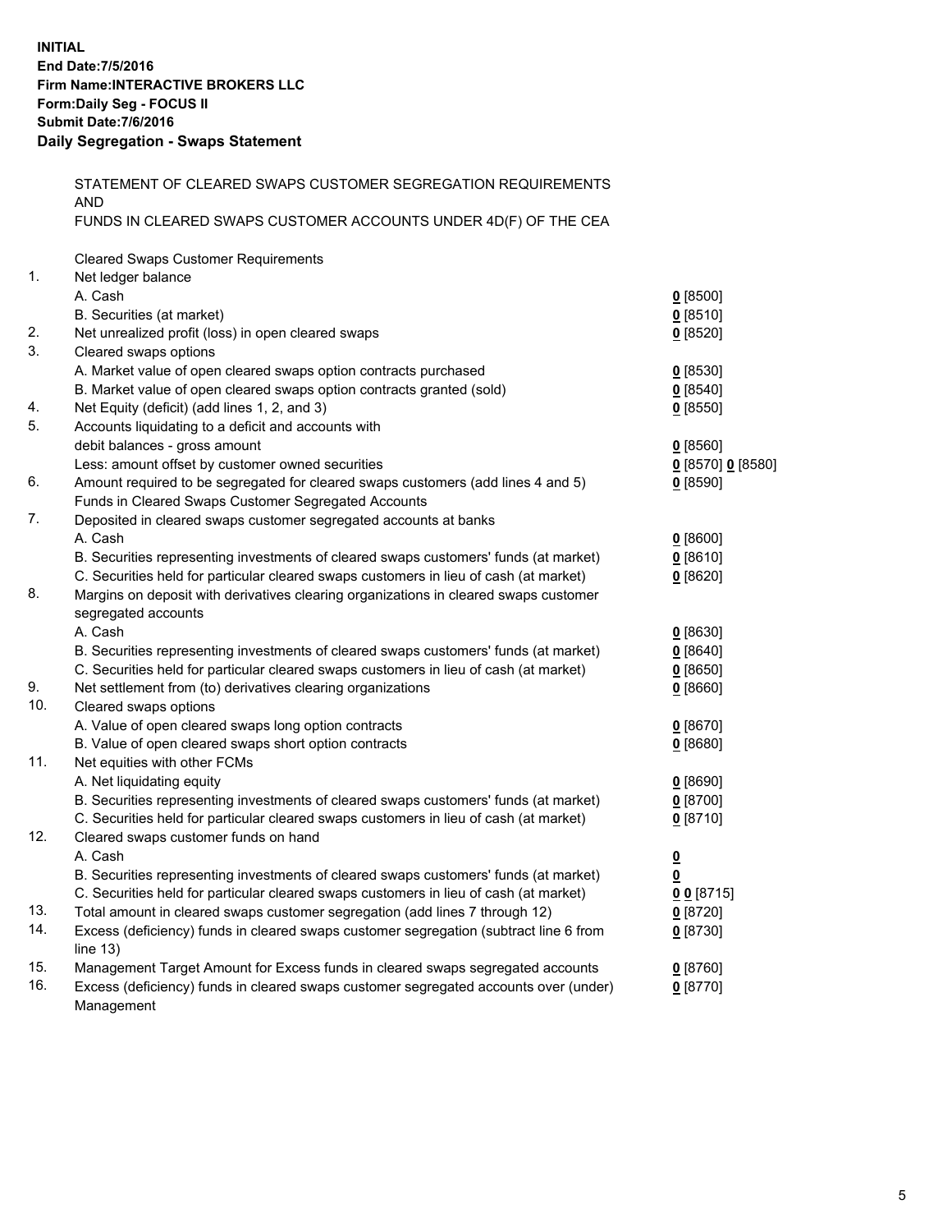**INITIAL**
**End Date:7/5/2016**
**Firm Name:INTERACTIVE BROKERS LLC**
**Form:Daily Seg - FOCUS II**
**Submit Date:7/6/2016**
**Daily Segregation - Swaps Statement**

STATEMENT OF CLEARED SWAPS CUSTOMER SEGREGATION REQUIREMENTS AND FUNDS IN CLEARED SWAPS CUSTOMER ACCOUNTS UNDER 4D(F) OF THE CEA

| | | |
|---|---|---|
| | Cleared Swaps Customer Requirements | |
| 1. | Net ledger balance | |
| | A. Cash | 0 [8500] |
| | B. Securities (at market) | 0 [8510] |
| 2. | Net unrealized profit (loss) in open cleared swaps | 0 [8520] |
| 3. | Cleared swaps options | |
| | A. Market value of open cleared swaps option contracts purchased | 0 [8530] |
| | B. Market value of open cleared swaps option contracts granted (sold) | 0 [8540] |
| 4. | Net Equity (deficit) (add lines 1, 2, and 3) | 0 [8550] |
| 5. | Accounts liquidating to a deficit and accounts with debit balances - gross amount | 0 [8560] |
| | Less: amount offset by customer owned securities | 0 [8570] 0 [8580] |
| 6. | Amount required to be segregated for cleared swaps customers (add lines 4 and 5) | 0 [8590] |
| | Funds in Cleared Swaps Customer Segregated Accounts | |
| 7. | Deposited in cleared swaps customer segregated accounts at banks | |
| | A. Cash | 0 [8600] |
| | B. Securities representing investments of cleared swaps customers' funds (at market) | 0 [8610] |
| | C. Securities held for particular cleared swaps customers in lieu of cash (at market) | 0 [8620] |
| 8. | Margins on deposit with derivatives clearing organizations in cleared swaps customer segregated accounts | |
| | A. Cash | 0 [8630] |
| | B. Securities representing investments of cleared swaps customers' funds (at market) | 0 [8640] |
| | C. Securities held for particular cleared swaps customers in lieu of cash (at market) | 0 [8650] |
| 9. | Net settlement from (to) derivatives clearing organizations | 0 [8660] |
| 10. | Cleared swaps options | |
| | A. Value of open cleared swaps long option contracts | 0 [8670] |
| | B. Value of open cleared swaps short option contracts | 0 [8680] |
| 11. | Net equities with other FCMs | |
| | A. Net liquidating equity | 0 [8690] |
| | B. Securities representing investments of cleared swaps customers' funds (at market) | 0 [8700] |
| | C. Securities held for particular cleared swaps customers in lieu of cash (at market) | 0 [8710] |
| 12. | Cleared swaps customer funds on hand | |
| | A. Cash | 0 |
| | B. Securities representing investments of cleared swaps customers' funds (at market) | 0 |
| | C. Securities held for particular cleared swaps customers in lieu of cash (at market) | 0 0 [8715] |
| 13. | Total amount in cleared swaps customer segregation (add lines 7 through 12) | 0 [8720] |
| 14. | Excess (deficiency) funds in cleared swaps customer segregation (subtract line 6 from line 13) | 0 [8730] |
| 15. | Management Target Amount for Excess funds in cleared swaps segregated accounts | 0 [8760] |
| 16. | Excess (deficiency) funds in cleared swaps customer segregated accounts over (under) Management | 0 [8770] |